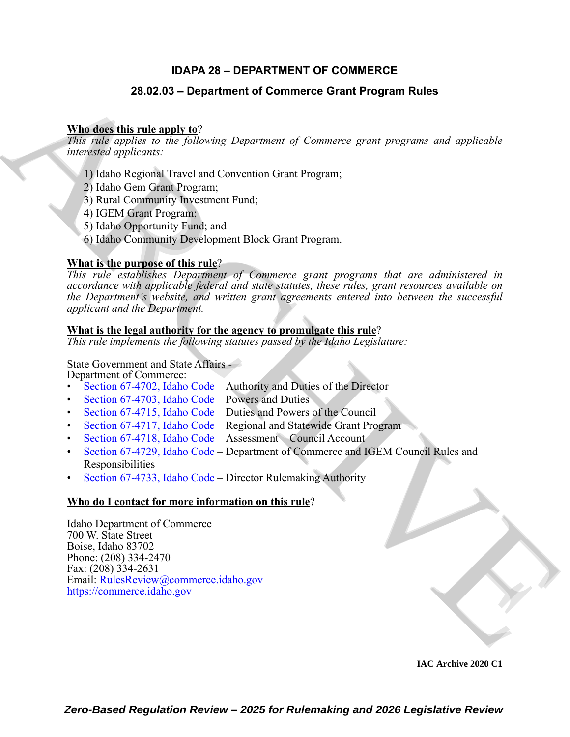# IDAPA 28 – DEPARTMENT OF COMMERCE

## 28.02.03 – Department of Commerce Grant Program Rules

**Who does this rule apply to**?

*This rule applies to the following Department of Commerce grant programs and applicable interested applicants:*

1) Idaho Regional Travel and Convention Grant Program;
2) Idaho Gem Grant Program;
3) Rural Community Investment Fund;
4) IGEM Grant Program;
5) Idaho Opportunity Fund; and
6) Idaho Community Development Block Grant Program.

**What is the purpose of this rule**?

*This rule establishes Department of Commerce grant programs that are administered in accordance with applicable federal and state statutes, these rules, grant resources available on the Department's website, and written grant agreements entered into between the successful applicant and the Department.*

**What is the legal authority for the agency to promulgate this rule**?

*This rule implements the following statutes passed by the Idaho Legislature:*

State Government and State Affairs -
Department of Commerce:

- Section 67-4702, Idaho Code – Authority and Duties of the Director
- Section 67-4703, Idaho Code – Powers and Duties
- Section 67-4715, Idaho Code – Duties and Powers of the Council
- Section 67-4717, Idaho Code – Regional and Statewide Grant Program
- Section 67-4718, Idaho Code – Assessment – Council Account
- Section 67-4729, Idaho Code – Department of Commerce and IGEM Council Rules and Responsibilities
- Section 67-4733, Idaho Code – Director Rulemaking Authority

**Who do I contact for more information on this rule**?

Idaho Department of Commerce
700 W. State Street
Boise, Idaho 83702
Phone: (208) 334-2470
Fax: (208) 334-2631
Email: RulesReview@commerce.idaho.gov
https://commerce.idaho.gov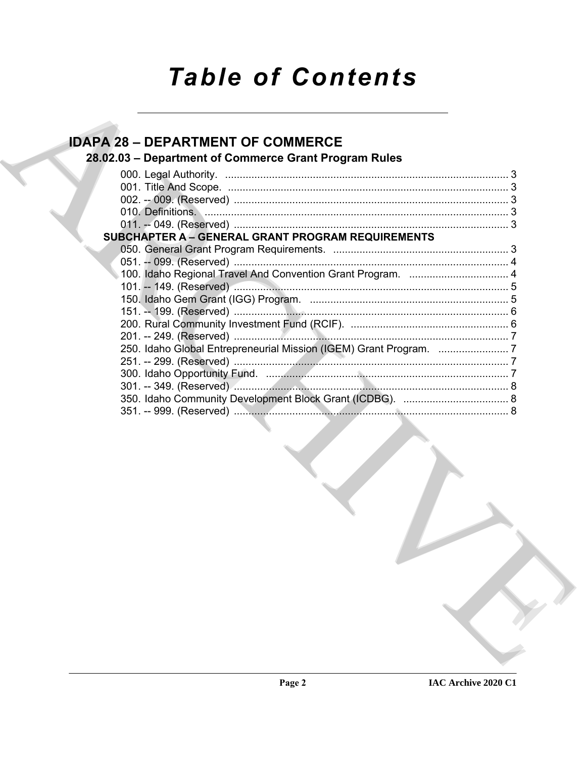# Table of Contents

## IDAPA 28 – DEPARTMENT OF COMMERCE

### 28.02.03 – Department of Commerce Grant Program Rules

000. Legal Authority. ........................................................................................ 3
001. Title And Scope. ........................................................................................ 3
002. -- 009. (Reserved) ...................................................................................... 3
010. Definitions. ................................................................................................ 3
011. -- 049. (Reserved) ...................................................................................... 3

**SUBCHAPTER A – GENERAL GRANT PROGRAM REQUIREMENTS**

050. General Grant Program Requirements. ..................................................... 3
051. -- 099. (Reserved) ...................................................................................... 4
100. Idaho Regional Travel And Convention Grant Program. ............................ 4
101. -- 149. (Reserved) ...................................................................................... 5
150. Idaho Gem Grant (IGG) Program. .............................................................. 5
151. -- 199. (Reserved) ...................................................................................... 6
200. Rural Community Investment Fund (RCIF). ............................................... 6
201. -- 249. (Reserved) ...................................................................................... 7
250. Idaho Global Entrepreneurial Mission (IGEM) Grant Program. .................. 7
251. -- 299. (Reserved) ...................................................................................... 7
300. Idaho Opportunity Fund. ............................................................................. 7
301. -- 349. (Reserved) ...................................................................................... 8
350. Idaho Community Development Block Grant (ICDBG). .............................. 8
351. -- 999. (Reserved) ...................................................................................... 8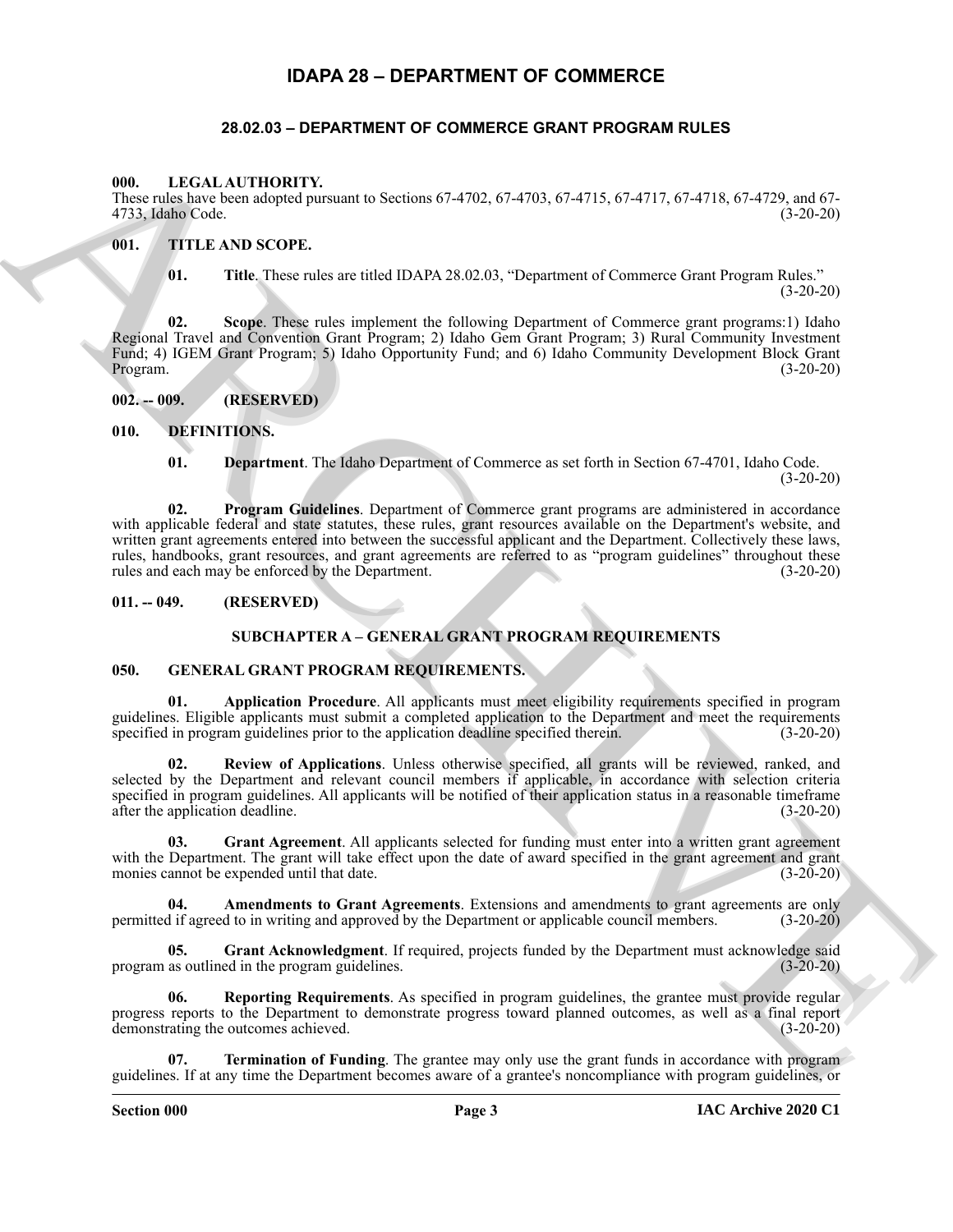# IDAPA 28 – DEPARTMENT OF COMMERCE

## 28.02.03 – DEPARTMENT OF COMMERCE GRANT PROGRAM RULES

### 000. LEGAL AUTHORITY.

These rules have been adopted pursuant to Sections 67-4702, 67-4703, 67-4715, 67-4717, 67-4718, 67-4729, and 67-4733, Idaho Code. (3-20-20)

### 001. TITLE AND SCOPE.

**01. Title**. These rules are titled IDAPA 28.02.03, "Department of Commerce Grant Program Rules." (3-20-20)

**02. Scope**. These rules implement the following Department of Commerce grant programs:1) Idaho Regional Travel and Convention Grant Program; 2) Idaho Gem Grant Program; 3) Rural Community Investment Fund; 4) IGEM Grant Program; 5) Idaho Opportunity Fund; and 6) Idaho Community Development Block Grant Program. (3-20-20)

### 002. -- 009. (RESERVED)

### 010. DEFINITIONS.

**01. Department**. The Idaho Department of Commerce as set forth in Section 67-4701, Idaho Code. (3-20-20)

**02. Program Guidelines**. Department of Commerce grant programs are administered in accordance with applicable federal and state statutes, these rules, grant resources available on the Department's website, and written grant agreements entered into between the successful applicant and the Department. Collectively these laws, rules, handbooks, grant resources, and grant agreements are referred to as "program guidelines" throughout these rules and each may be enforced by the Department. (3-20-20)

### 011. -- 049. (RESERVED)

## SUBCHAPTER A – GENERAL GRANT PROGRAM REQUIREMENTS

### 050. GENERAL GRANT PROGRAM REQUIREMENTS.

**01. Application Procedure**. All applicants must meet eligibility requirements specified in program guidelines. Eligible applicants must submit a completed application to the Department and meet the requirements specified in program guidelines prior to the application deadline specified therein. (3-20-20)

**02. Review of Applications**. Unless otherwise specified, all grants will be reviewed, ranked, and selected by the Department and relevant council members if applicable, in accordance with selection criteria specified in program guidelines. All applicants will be notified of their application status in a reasonable timeframe after the application deadline. (3-20-20)

**03. Grant Agreement**. All applicants selected for funding must enter into a written grant agreement with the Department. The grant will take effect upon the date of award specified in the grant agreement and grant monies cannot be expended until that date. (3-20-20)

**04. Amendments to Grant Agreements**. Extensions and amendments to grant agreements are only permitted if agreed to in writing and approved by the Department or applicable council members. (3-20-20)

**05. Grant Acknowledgment**. If required, projects funded by the Department must acknowledge said program as outlined in the program guidelines. (3-20-20)

**06. Reporting Requirements**. As specified in program guidelines, the grantee must provide regular progress reports to the Department to demonstrate progress toward planned outcomes, as well as a final report demonstrating the outcomes achieved. (3-20-20)

**07. Termination of Funding**. The grantee may only use the grant funds in accordance with program guidelines. If at any time the Department becomes aware of a grantee's noncompliance with program guidelines, or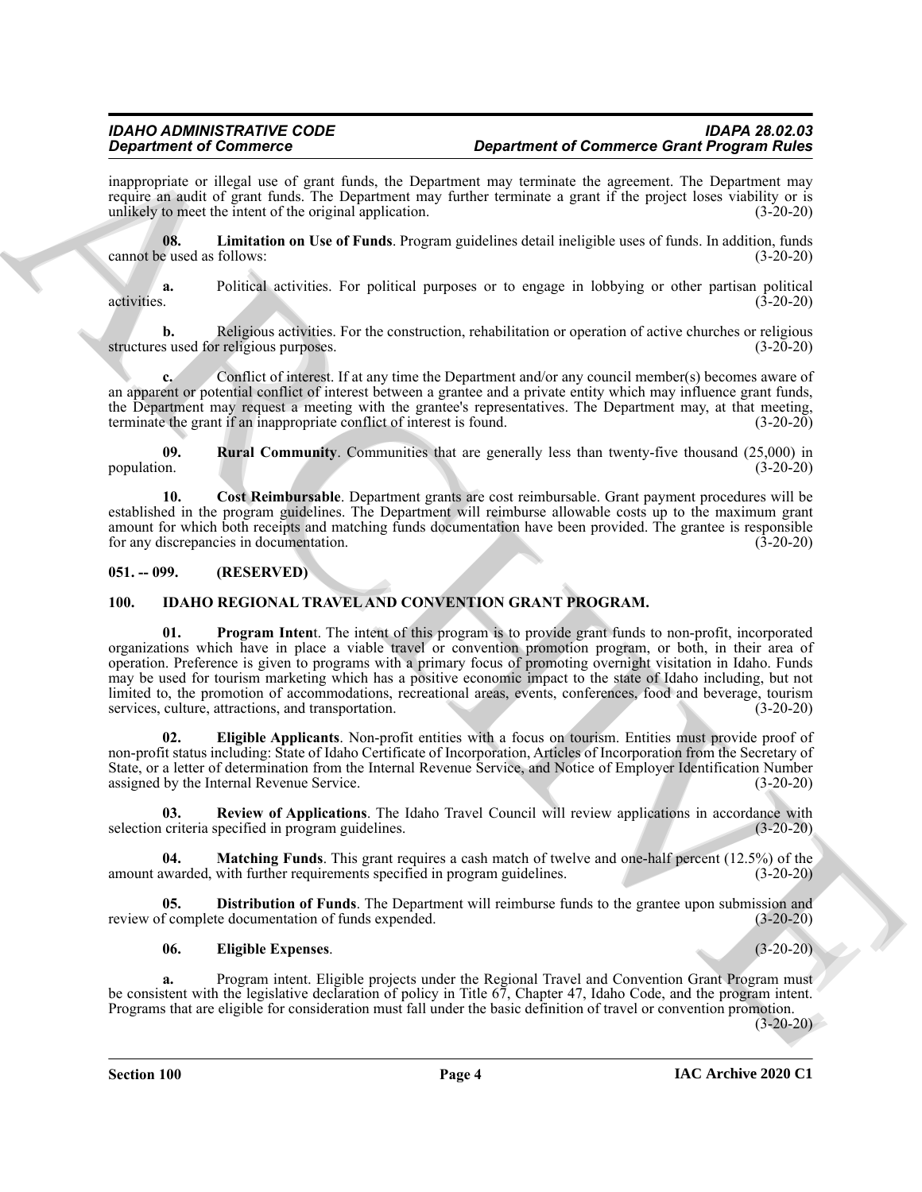inappropriate or illegal use of grant funds, the Department may terminate the agreement. The Department may require an audit of grant funds. The Department may further terminate a grant if the project loses viability or is unlikely to meet the intent of the original application. (3-20-20)

**08. Limitation on Use of Funds**. Program guidelines detail ineligible uses of funds. In addition, funds cannot be used as follows: (3-20-20)

**a.** Political activities. For political purposes or to engage in lobbying or other partisan political activities. (3-20-20)

**b.** Religious activities. For the construction, rehabilitation or operation of active churches or religious structures used for religious purposes. (3-20-20)

**c.** Conflict of interest. If at any time the Department and/or any council member(s) becomes aware of an apparent or potential conflict of interest between a grantee and a private entity which may influence grant funds, the Department may request a meeting with the grantee's representatives. The Department may, at that meeting, terminate the grant if an inappropriate conflict of interest is found. (3-20-20)

**09. Rural Community**. Communities that are generally less than twenty-five thousand (25,000) in population. (3-20-20)

**10. Cost Reimbursable**. Department grants are cost reimbursable. Grant payment procedures will be established in the program guidelines. The Department will reimburse allowable costs up to the maximum grant amount for which both receipts and matching funds documentation have been provided. The grantee is responsible for any discrepancies in documentation. (3-20-20)

## 051. -- 099. (RESERVED)

## 100. IDAHO REGIONAL TRAVEL AND CONVENTION GRANT PROGRAM.

**01. Program Intent**. The intent of this program is to provide grant funds to non-profit, incorporated organizations which have in place a viable travel or convention promotion program, or both, in their area of operation. Preference is given to programs with a primary focus of promoting overnight visitation in Idaho. Funds may be used for tourism marketing which has a positive economic impact to the state of Idaho including, but not limited to, the promotion of accommodations, recreational areas, events, conferences, food and beverage, tourism services, culture, attractions, and transportation. (3-20-20)

**02. Eligible Applicants**. Non-profit entities with a focus on tourism. Entities must provide proof of non-profit status including: State of Idaho Certificate of Incorporation, Articles of Incorporation from the Secretary of State, or a letter of determination from the Internal Revenue Service, and Notice of Employer Identification Number assigned by the Internal Revenue Service. (3-20-20)

**03. Review of Applications**. The Idaho Travel Council will review applications in accordance with selection criteria specified in program guidelines. (3-20-20)

**04. Matching Funds**. This grant requires a cash match of twelve and one-half percent (12.5%) of the amount awarded, with further requirements specified in program guidelines. (3-20-20)

**05. Distribution of Funds**. The Department will reimburse funds to the grantee upon submission and review of complete documentation of funds expended. (3-20-20)

**06. Eligible Expenses**. (3-20-20)

**a.** Program intent. Eligible projects under the Regional Travel and Convention Grant Program must be consistent with the legislative declaration of policy in Title 67, Chapter 47, Idaho Code, and the program intent. Programs that are eligible for consideration must fall under the basic definition of travel or convention promotion. (3-20-20)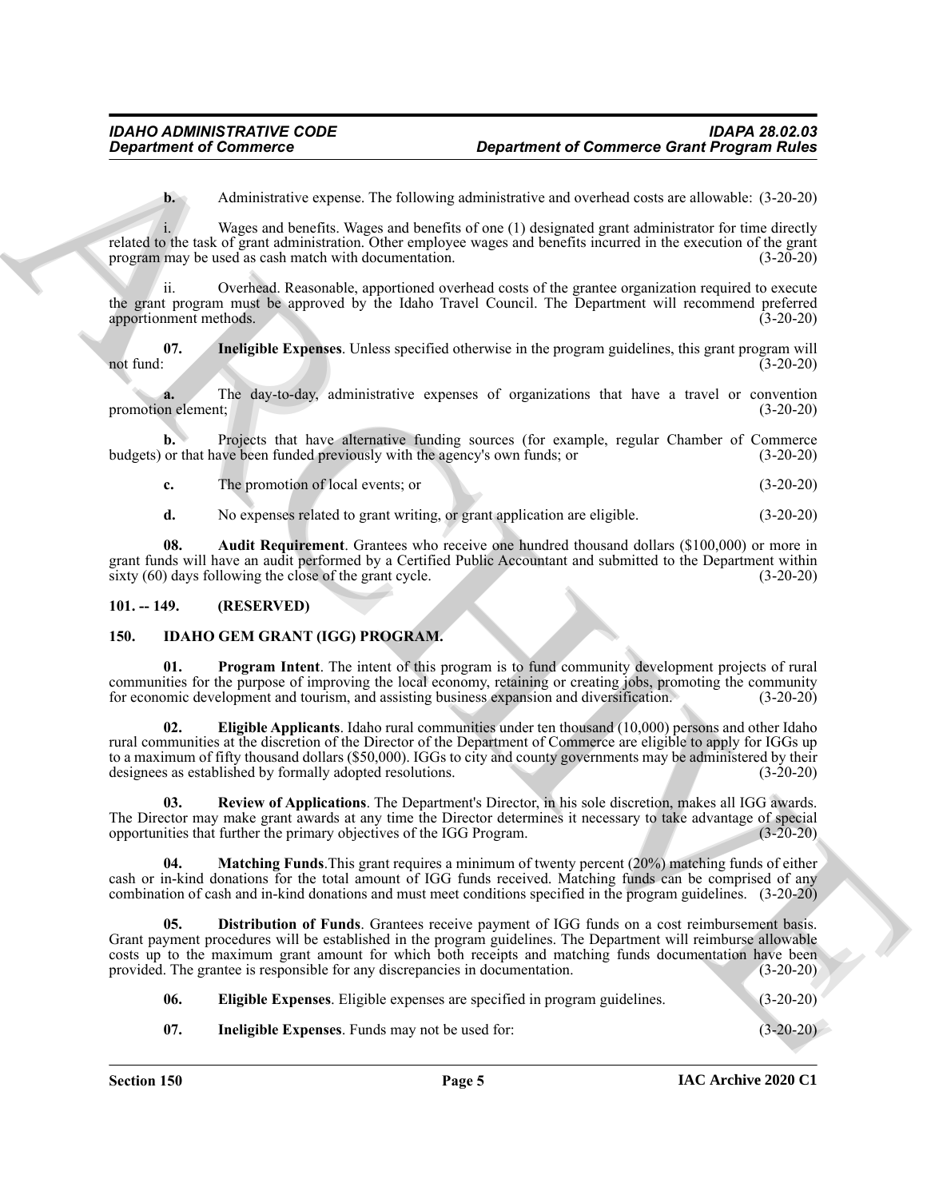**b.** Administrative expense. The following administrative and overhead costs are allowable: (3-20-20)

i. Wages and benefits. Wages and benefits of one (1) designated grant administrator for time directly related to the task of grant administration. Other employee wages and benefits incurred in the execution of the grant program may be used as cash match with documentation. (3-20-20)

ii. Overhead. Reasonable, apportioned overhead costs of the grantee organization required to execute the grant program must be approved by the Idaho Travel Council. The Department will recommend preferred apportionment methods. (3-20-20)

**07. Ineligible Expenses**. Unless specified otherwise in the program guidelines, this grant program will not fund: (3-20-20)

**a.** The day-to-day, administrative expenses of organizations that have a travel or convention promotion element; (3-20-20)

**b.** Projects that have alternative funding sources (for example, regular Chamber of Commerce budgets) or that have been funded previously with the agency's own funds; or (3-20-20)

**c.** The promotion of local events; or (3-20-20)

**d.** No expenses related to grant writing, or grant application are eligible. (3-20-20)

**08. Audit Requirement**. Grantees who receive one hundred thousand dollars ($100,000) or more in grant funds will have an audit performed by a Certified Public Accountant and submitted to the Department within sixty (60) days following the close of the grant cycle. (3-20-20)

**101. -- 149. (RESERVED)**

**150. IDAHO GEM GRANT (IGG) PROGRAM.**

**01. Program Intent**. The intent of this program is to fund community development projects of rural communities for the purpose of improving the local economy, retaining or creating jobs, promoting the community for economic development and tourism, and assisting business expansion and diversification. (3-20-20)

**02. Eligible Applicants**. Idaho rural communities under ten thousand (10,000) persons and other Idaho rural communities at the discretion of the Director of the Department of Commerce are eligible to apply for IGGs up to a maximum of fifty thousand dollars ($50,000). IGGs to city and county governments may be administered by their designees as established by formally adopted resolutions. (3-20-20)

**03. Review of Applications**. The Department's Director, in his sole discretion, makes all IGG awards. The Director may make grant awards at any time the Director determines it necessary to take advantage of special opportunities that further the primary objectives of the IGG Program. (3-20-20)

**04. Matching Funds**.This grant requires a minimum of twenty percent (20%) matching funds of either cash or in-kind donations for the total amount of IGG funds received. Matching funds can be comprised of any combination of cash and in-kind donations and must meet conditions specified in the program guidelines. (3-20-20)

**05. Distribution of Funds**. Grantees receive payment of IGG funds on a cost reimbursement basis. Grant payment procedures will be established in the program guidelines. The Department will reimburse allowable costs up to the maximum grant amount for which both receipts and matching funds documentation have been provided. The grantee is responsible for any discrepancies in documentation. (3-20-20)

**06. Eligible Expenses**. Eligible expenses are specified in program guidelines. (3-20-20)

**07. Ineligible Expenses**. Funds may not be used for: (3-20-20)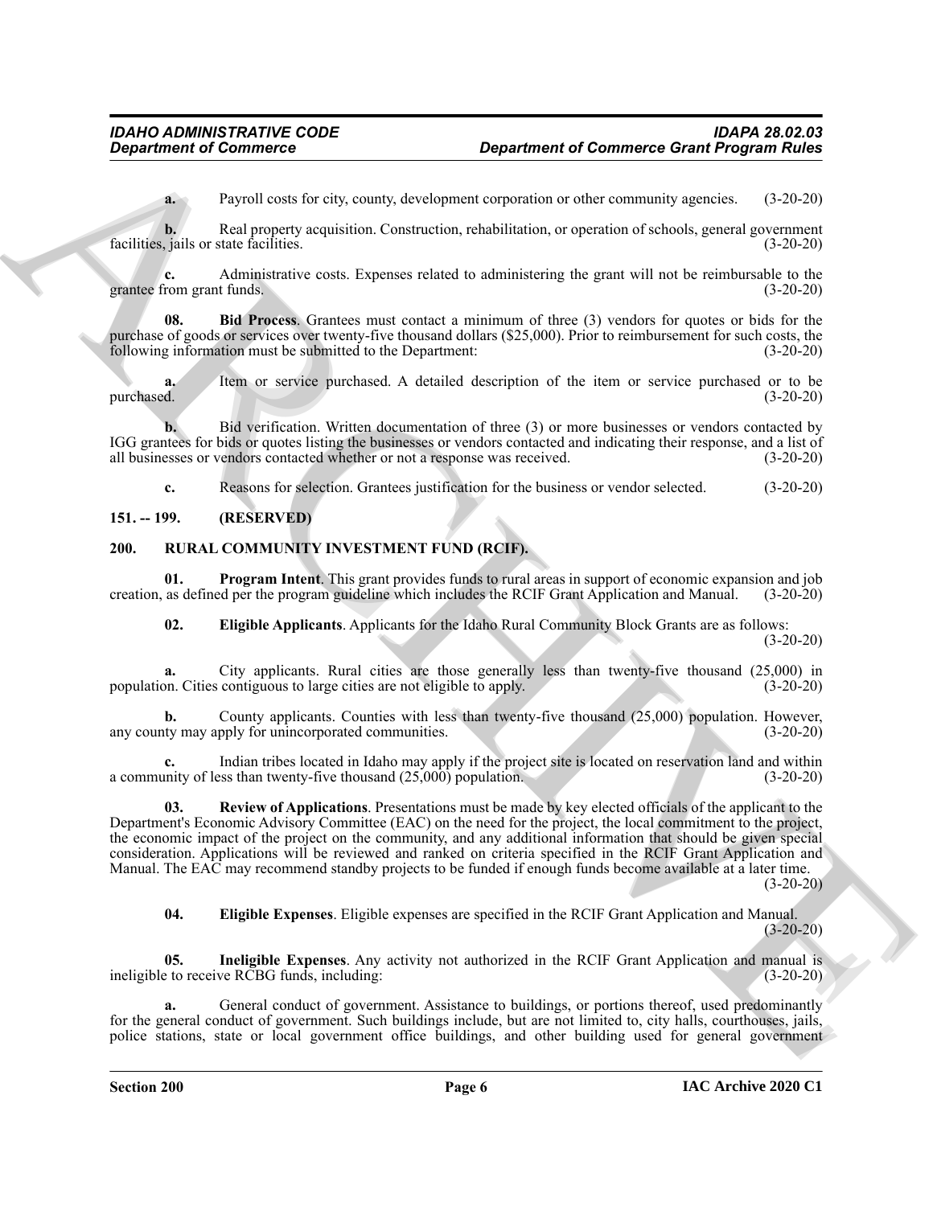**a.** Payroll costs for city, county, development corporation or other community agencies. (3-20-20)

**b.** Real property acquisition. Construction, rehabilitation, or operation of schools, general government facilities, jails or state facilities. (3-20-20)

**c.** Administrative costs. Expenses related to administering the grant will not be reimbursable to the grantee from grant funds. (3-20-20)

**08. Bid Process**. Grantees must contact a minimum of three (3) vendors for quotes or bids for the purchase of goods or services over twenty-five thousand dollars ($25,000). Prior to reimbursement for such costs, the following information must be submitted to the Department: (3-20-20)

**a.** Item or service purchased. A detailed description of the item or service purchased or to be purchased. (3-20-20)

**b.** Bid verification. Written documentation of three (3) or more businesses or vendors contacted by IGG grantees for bids or quotes listing the businesses or vendors contacted and indicating their response, and a list of all businesses or vendors contacted whether or not a response was received. (3-20-20)

**c.** Reasons for selection. Grantees justification for the business or vendor selected. (3-20-20)

## 151. -- 199. (RESERVED)

## 200. RURAL COMMUNITY INVESTMENT FUND (RCIF).

**01. Program Intent**. This grant provides funds to rural areas in support of economic expansion and job creation, as defined per the program guideline which includes the RCIF Grant Application and Manual. (3-20-20)

**02. Eligible Applicants**. Applicants for the Idaho Rural Community Block Grants are as follows: (3-20-20)

**a.** City applicants. Rural cities are those generally less than twenty-five thousand (25,000) in population. Cities contiguous to large cities are not eligible to apply. (3-20-20)

**b.** County applicants. Counties with less than twenty-five thousand (25,000) population. However, any county may apply for unincorporated communities. (3-20-20)

**c.** Indian tribes located in Idaho may apply if the project site is located on reservation land and within a community of less than twenty-five thousand (25,000) population. (3-20-20)

**03. Review of Applications**. Presentations must be made by key elected officials of the applicant to the Department's Economic Advisory Committee (EAC) on the need for the project, the local commitment to the project, the economic impact of the project on the community, and any additional information that should be given special consideration. Applications will be reviewed and ranked on criteria specified in the RCIF Grant Application and Manual. The EAC may recommend standby projects to be funded if enough funds become available at a later time. (3-20-20)

**04. Eligible Expenses**. Eligible expenses are specified in the RCIF Grant Application and Manual. (3-20-20)

**05. Ineligible Expenses**. Any activity not authorized in the RCIF Grant Application and manual is ineligible to receive RCBG funds, including: (3-20-20)

**a.** General conduct of government. Assistance to buildings, or portions thereof, used predominantly for the general conduct of government. Such buildings include, but are not limited to, city halls, courthouses, jails, police stations, state or local government office buildings, and other building used for general government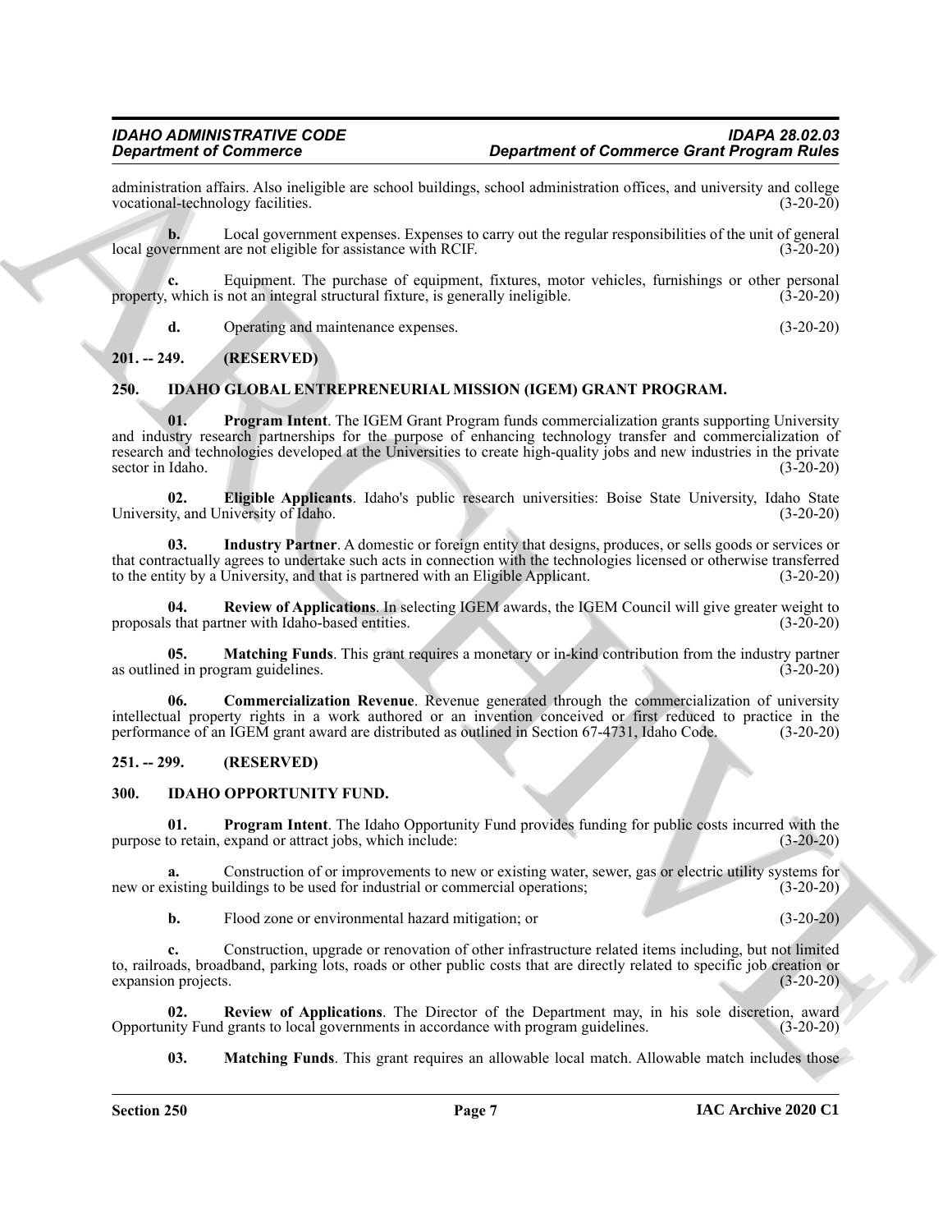administration affairs. Also ineligible are school buildings, school administration offices, and university and college vocational-technology facilities. (3-20-20)

**b.** Local government expenses. Expenses to carry out the regular responsibilities of the unit of general local government are not eligible for assistance with RCIF. (3-20-20)

**c.** Equipment. The purchase of equipment, fixtures, motor vehicles, furnishings or other personal property, which is not an integral structural fixture, is generally ineligible. (3-20-20)

**d.** Operating and maintenance expenses. (3-20-20)

## 201. -- 249. (RESERVED)

## 250. IDAHO GLOBAL ENTREPRENEURIAL MISSION (IGEM) GRANT PROGRAM.

**01. Program Intent**. The IGEM Grant Program funds commercialization grants supporting University and industry research partnerships for the purpose of enhancing technology transfer and commercialization of research and technologies developed at the Universities to create high-quality jobs and new industries in the private sector in Idaho. (3-20-20)

**02. Eligible Applicants**. Idaho's public research universities: Boise State University, Idaho State University, and University of Idaho. (3-20-20)

**03. Industry Partner**. A domestic or foreign entity that designs, produces, or sells goods or services or that contractually agrees to undertake such acts in connection with the technologies licensed or otherwise transferred to the entity by a University, and that is partnered with an Eligible Applicant. (3-20-20)

**04. Review of Applications**. In selecting IGEM awards, the IGEM Council will give greater weight to proposals that partner with Idaho-based entities. (3-20-20)

**05. Matching Funds**. This grant requires a monetary or in-kind contribution from the industry partner as outlined in program guidelines. (3-20-20)

**06. Commercialization Revenue**. Revenue generated through the commercialization of university intellectual property rights in a work authored or an invention conceived or first reduced to practice in the performance of an IGEM grant award are distributed as outlined in Section 67-4731, Idaho Code. (3-20-20)

## 251. -- 299. (RESERVED)

## 300. IDAHO OPPORTUNITY FUND.

**01. Program Intent**. The Idaho Opportunity Fund provides funding for public costs incurred with the purpose to retain, expand or attract jobs, which include: (3-20-20)

**a.** Construction of or improvements to new or existing water, sewer, gas or electric utility systems for new or existing buildings to be used for industrial or commercial operations; (3-20-20)

**b.** Flood zone or environmental hazard mitigation; or (3-20-20)

**c.** Construction, upgrade or renovation of other infrastructure related items including, but not limited to, railroads, broadband, parking lots, roads or other public costs that are directly related to specific job creation or expansion projects. (3-20-20)

**02. Review of Applications**. The Director of the Department may, in his sole discretion, award Opportunity Fund grants to local governments in accordance with program guidelines. (3-20-20)

**03. Matching Funds**. This grant requires an allowable local match. Allowable match includes those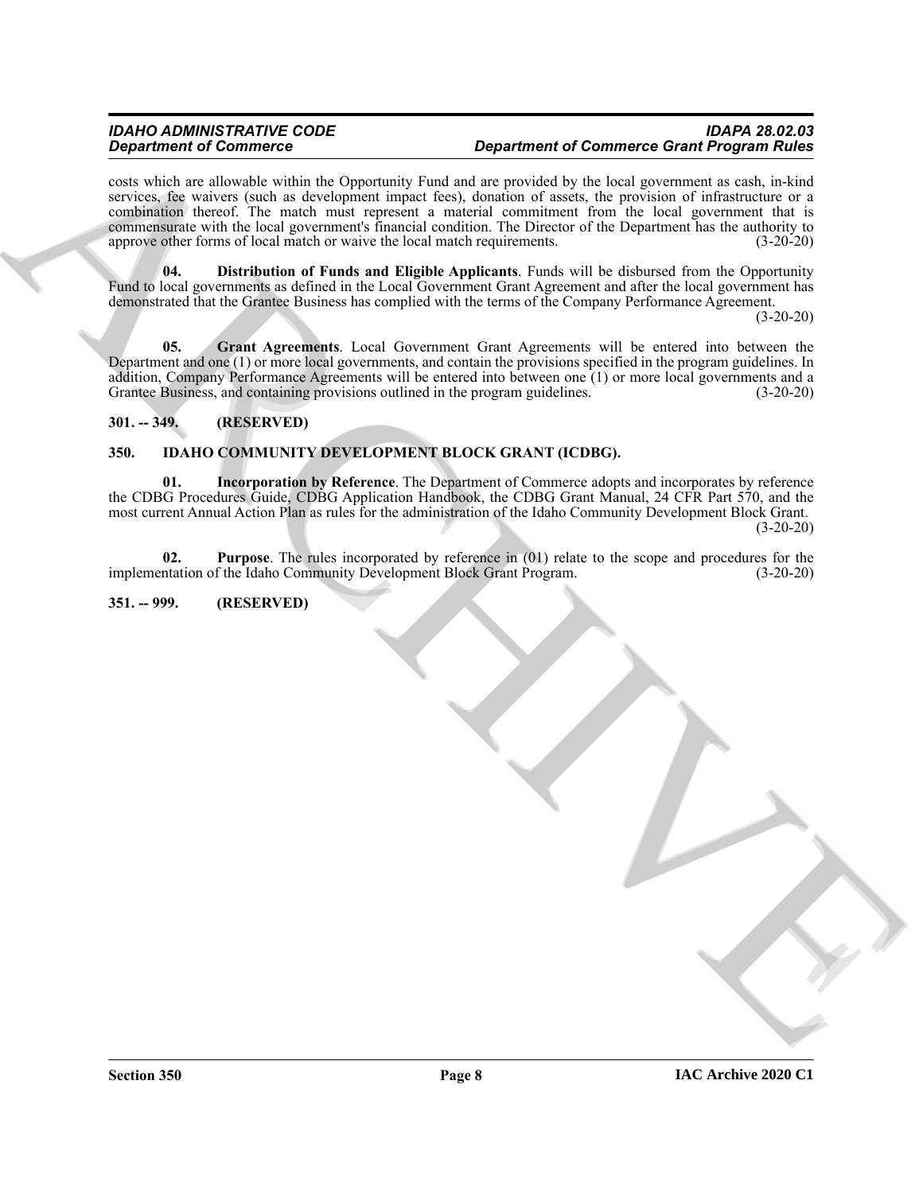costs which are allowable within the Opportunity Fund and are provided by the local government as cash, in-kind services, fee waivers (such as development impact fees), donation of assets, the provision of infrastructure or a combination thereof. The match must represent a material commitment from the local government that is commensurate with the local government's financial condition. The Director of the Department has the authority to approve other forms of local match or waive the local match requirements. (3-20-20)

**04. Distribution of Funds and Eligible Applicants**. Funds will be disbursed from the Opportunity Fund to local governments as defined in the Local Government Grant Agreement and after the local government has demonstrated that the Grantee Business has complied with the terms of the Company Performance Agreement. (3-20-20)

**05. Grant Agreements**. Local Government Grant Agreements will be entered into between the Department and one (1) or more local governments, and contain the provisions specified in the program guidelines. In addition, Company Performance Agreements will be entered into between one (1) or more local governments and a Grantee Business, and containing provisions outlined in the program guidelines. (3-20-20)

## 301. -- 349. (RESERVED)

## 350. IDAHO COMMUNITY DEVELOPMENT BLOCK GRANT (ICDBG).

**01. Incorporation by Reference**. The Department of Commerce adopts and incorporates by reference the CDBG Procedures Guide, CDBG Application Handbook, the CDBG Grant Manual, 24 CFR Part 570, and the most current Annual Action Plan as rules for the administration of the Idaho Community Development Block Grant. (3-20-20)

**02. Purpose**. The rules incorporated by reference in (01) relate to the scope and procedures for the implementation of the Idaho Community Development Block Grant Program. (3-20-20)

## 351. -- 999. (RESERVED)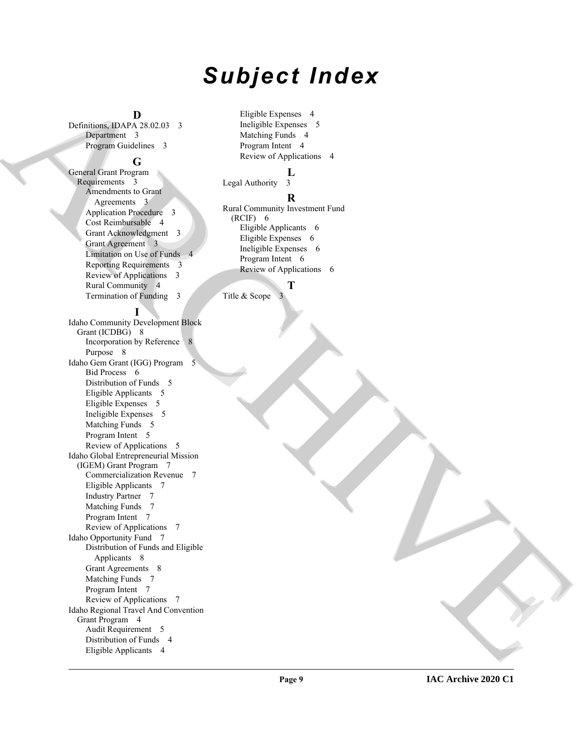# *Subject Index*

**D**

Definitions, IDAPA 28.02.03 3
- Department 3
- Program Guidelines 3

**G**

General Grant Program Requirements 3
- Amendments to Grant Agreements 3
- Application Procedure 3
- Cost Reimbursable 4
- Grant Acknowledgment 3
- Grant Agreement 3
- Limitation on Use of Funds 4
- Reporting Requirements 3
- Review of Applications 3
- Rural Community 4
- Termination of Funding 3

**I**

Idaho Community Development Block Grant (ICDBG) 8
- Incorporation by Reference 8
- Purpose 8

Idaho Gem Grant (IGG) Program 5
- Bid Process 6
- Distribution of Funds 5
- Eligible Applicants 5
- Eligible Expenses 5
- Ineligible Expenses 5
- Matching Funds 5
- Program Intent 5
- Review of Applications 5

Idaho Global Entrepreneurial Mission (IGEM) Grant Program 7
- Commercialization Revenue 7
- Eligible Applicants 7
- Industry Partner 7
- Matching Funds 7
- Program Intent 7
- Review of Applications 7

Idaho Opportunity Fund 7
- Distribution of Funds and Eligible Applicants 8
- Grant Agreements 8
- Matching Funds 7
- Program Intent 7
- Review of Applications 7

Idaho Regional Travel And Convention Grant Program 4
- Audit Requirement 5
- Distribution of Funds 4
- Eligible Applicants 4
- Eligible Expenses 4
- Ineligible Expenses 5
- Matching Funds 4
- Program Intent 4
- Review of Applications 4

**L**

Legal Authority 3

**R**

Rural Community Investment Fund (RCIF) 6
- Eligible Applicants 6
- Eligible Expenses 6
- Ineligible Expenses 6
- Program Intent 6
- Review of Applications 6

**T**

Title & Scope 3